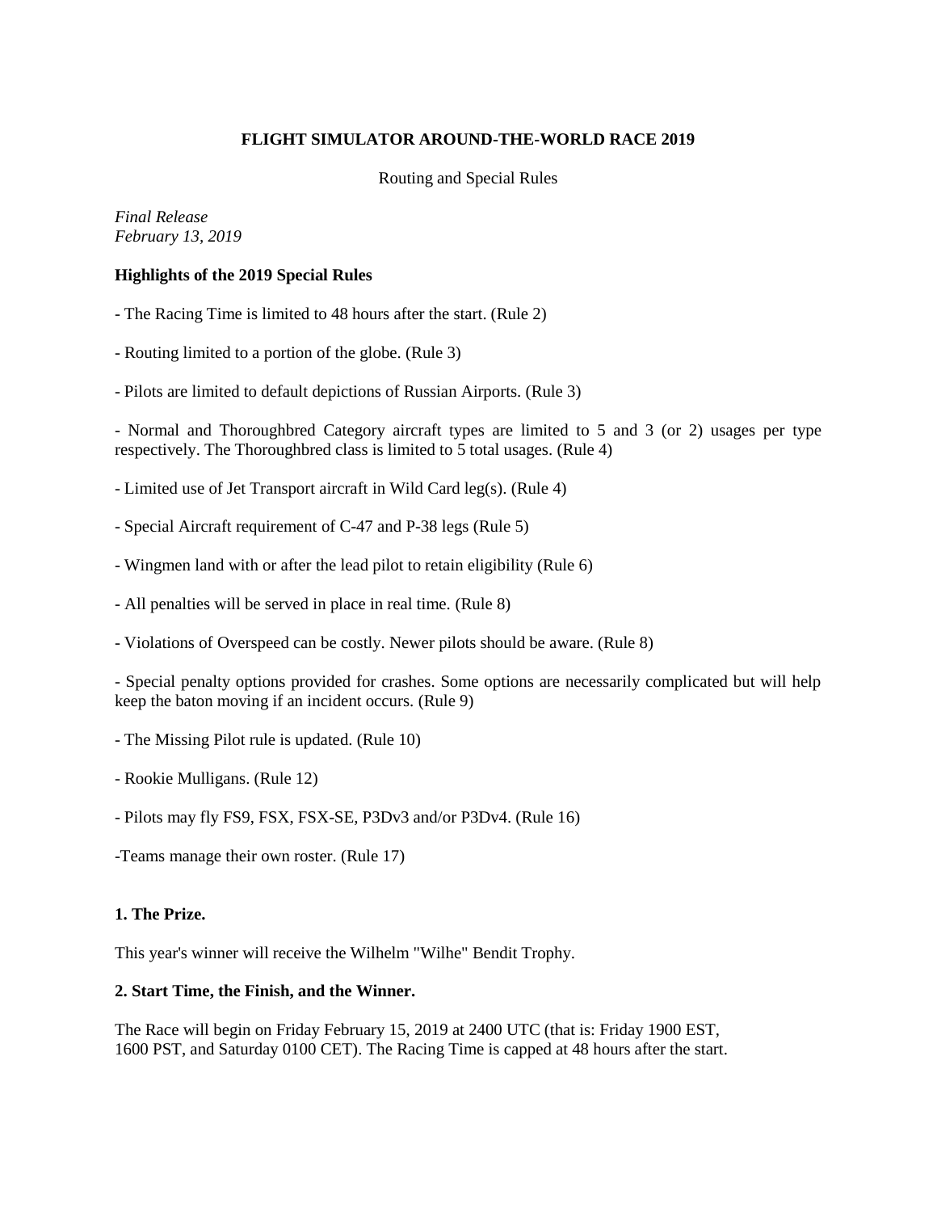**FLIGHT SIMULATOR AROUND-THE-WORLD RACE 2019**

Routing and Special Rules

*Final Release*
*February 13, 2019*

**Highlights of the 2019 Special Rules**

- The Racing Time is limited to 48 hours after the start. (Rule 2)

- Routing limited to a portion of the globe. (Rule 3)

- Pilots are limited to default depictions of Russian Airports. (Rule 3)

- Normal and Thoroughbred Category aircraft types are limited to 5 and 3 (or 2) usages per type respectively. The Thoroughbred class is limited to 5 total usages. (Rule 4)

- Limited use of Jet Transport aircraft in Wild Card leg(s). (Rule 4)

- Special Aircraft requirement of C-47 and P-38 legs (Rule 5)

- Wingmen land with or after the lead pilot to retain eligibility (Rule 6)

- All penalties will be served in place in real time. (Rule 8)

- Violations of Overspeed can be costly. Newer pilots should be aware. (Rule 8)

- Special penalty options provided for crashes. Some options are necessarily complicated but will help keep the baton moving if an incident occurs. (Rule 9)

- The Missing Pilot rule is updated. (Rule 10)

- Rookie Mulligans. (Rule 12)

- Pilots may fly FS9, FSX, FSX-SE, P3Dv3 and/or P3Dv4. (Rule 16)

-Teams manage their own roster. (Rule 17)

**1. The Prize.**

This year's winner will receive the Wilhelm "Wilhe" Bendit Trophy.

**2. Start Time, the Finish, and the Winner.**

The Race will begin on Friday February 15, 2019 at 2400 UTC (that is: Friday 1900 EST, 1600 PST, and Saturday 0100 CET). The Racing Time is capped at 48 hours after the start.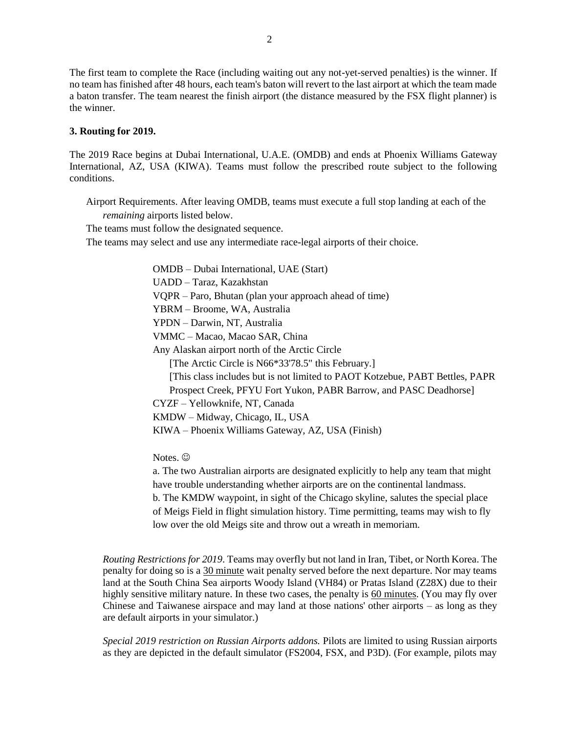The first team to complete the Race (including waiting out any not-yet-served penalties) is the winner. If no team has finished after 48 hours, each team's baton will revert to the last airport at which the team made a baton transfer. The team nearest the finish airport (the distance measured by the FSX flight planner) is the winner.

**3. Routing for 2019.**

The 2019 Race begins at Dubai International, U.A.E. (OMDB) and ends at Phoenix Williams Gateway International, AZ, USA (KIWA). Teams must follow the prescribed route subject to the following conditions.

Airport Requirements. After leaving OMDB, teams must execute a full stop landing at each of the *remaining* airports listed below.

The teams must follow the designated sequence.

The teams may select and use any intermediate race-legal airports of their choice.

OMDB – Dubai International, UAE (Start)
UADD – Taraz, Kazakhstan
VQPR – Paro, Bhutan (plan your approach ahead of time)
YBRM – Broome, WA, Australia
YPDN – Darwin, NT, Australia
VMMC – Macao, Macao SAR, China
Any Alaskan airport north of the Arctic Circle
[The Arctic Circle is N66*33'78.5" this February.]
[This class includes but is not limited to PAOT Kotzebue, PABT Bettles, PAPR Prospect Creek, PFYU Fort Yukon, PABR Barrow, and PASC Deadhorse]
CYZF – Yellowknife, NT, Canada
KMDW – Midway, Chicago, IL, USA
KIWA – Phoenix Williams Gateway, AZ, USA (Finish)

Notes. ☺

a. The two Australian airports are designated explicitly to help any team that might have trouble understanding whether airports are on the continental landmass.

b. The KMDW waypoint, in sight of the Chicago skyline, salutes the special place of Meigs Field in flight simulation history. Time permitting, teams may wish to fly low over the old Meigs site and throw out a wreath in memoriam.

*Routing Restrictions for 2019*. Teams may overfly but not land in Iran, Tibet, or North Korea. The penalty for doing so is a 30 minute wait penalty served before the next departure. Nor may teams land at the South China Sea airports Woody Island (VH84) or Pratas Island (Z28X) due to their highly sensitive military nature. In these two cases, the penalty is 60 minutes. (You may fly over Chinese and Taiwanese airspace and may land at those nations' other airports – as long as they are default airports in your simulator.)

*Special 2019 restriction on Russian Airports addons.* Pilots are limited to using Russian airports as they are depicted in the default simulator (FS2004, FSX, and P3D). (For example, pilots may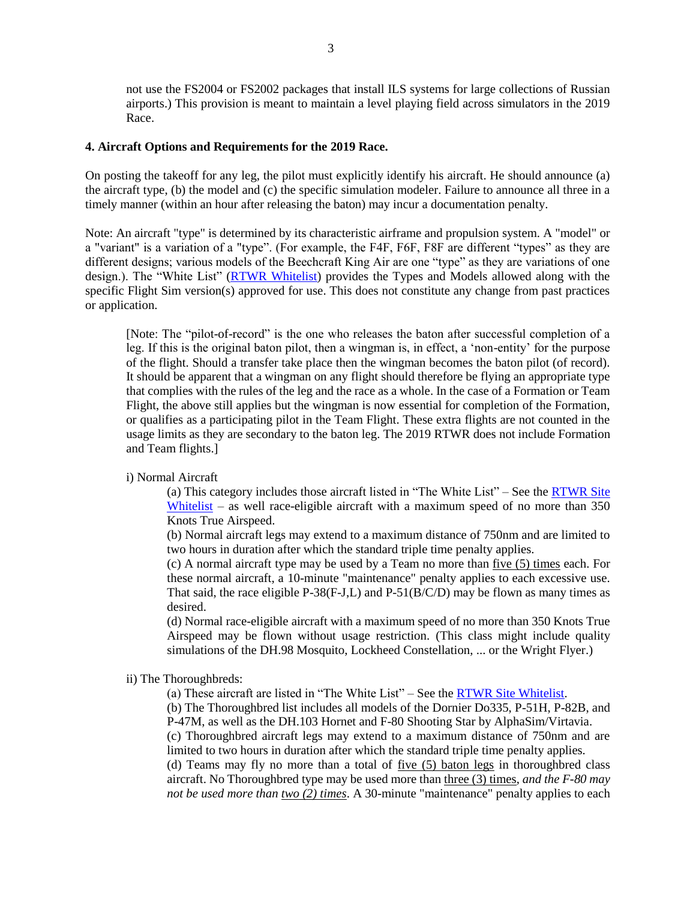not use the FS2004 or FS2002 packages that install ILS systems for large collections of Russian airports.) This provision is meant to maintain a level playing field across simulators in the 2019 Race.

### 4. Aircraft Options and Requirements for the 2019 Race.

On posting the takeoff for any leg, the pilot must explicitly identify his aircraft. He should announce (a) the aircraft type, (b) the model and (c) the specific simulation modeler. Failure to announce all three in a timely manner (within an hour after releasing the baton) may incur a documentation penalty.

Note: An aircraft "type" is determined by its characteristic airframe and propulsion system. A "model" or a "variant" is a variation of a "type". (For example, the F4F, F6F, F8F are different "types" as they are different designs; various models of the Beechcraft King Air are one "type" as they are variations of one design.). The "White List" (RTWR Whitelist) provides the Types and Models allowed along with the specific Flight Sim version(s) approved for use. This does not constitute any change from past practices or application.

> [Note: The "pilot-of-record" is the one who releases the baton after successful completion of a leg. If this is the original baton pilot, then a wingman is, in effect, a 'non-entity' for the purpose of the flight. Should a transfer take place then the wingman becomes the baton pilot (of record). It should be apparent that a wingman on any flight should therefore be flying an appropriate type that complies with the rules of the leg and the race as a whole. In the case of a Formation or Team Flight, the above still applies but the wingman is now essential for completion of the Formation, or qualifies as a participating pilot in the Team Flight. These extra flights are not counted in the usage limits as they are secondary to the baton leg. The 2019 RTWR does not include Formation and Team flights.]

i) Normal Aircraft

(a) This category includes those aircraft listed in "The White List" – See the RTWR Site Whitelist – as well race-eligible aircraft with a maximum speed of no more than 350 Knots True Airspeed.

(b) Normal aircraft legs may extend to a maximum distance of 750nm and are limited to two hours in duration after which the standard triple time penalty applies.

(c) A normal aircraft type may be used by a Team no more than five (5) times each. For these normal aircraft, a 10-minute "maintenance" penalty applies to each excessive use. That said, the race eligible P-38(F-J,L) and P-51(B/C/D) may be flown as many times as desired.

(d) Normal race-eligible aircraft with a maximum speed of no more than 350 Knots True Airspeed may be flown without usage restriction. (This class might include quality simulations of the DH.98 Mosquito, Lockheed Constellation, ... or the Wright Flyer.)

ii) The Thoroughbreds:

(a) These aircraft are listed in "The White List" – See the RTWR Site Whitelist.

(b) The Thoroughbred list includes all models of the Dornier Do335, P-51H, P-82B, and P-47M, as well as the DH.103 Hornet and F-80 Shooting Star by AlphaSim/Virtavia.

(c) Thoroughbred aircraft legs may extend to a maximum distance of 750nm and are limited to two hours in duration after which the standard triple time penalty applies.

(d) Teams may fly no more than a total of five (5) baton legs in thoroughbred class aircraft. No Thoroughbred type may be used more than three (3) times, *and the F-80 may not be used more than two (2) times*. A 30-minute "maintenance" penalty applies to each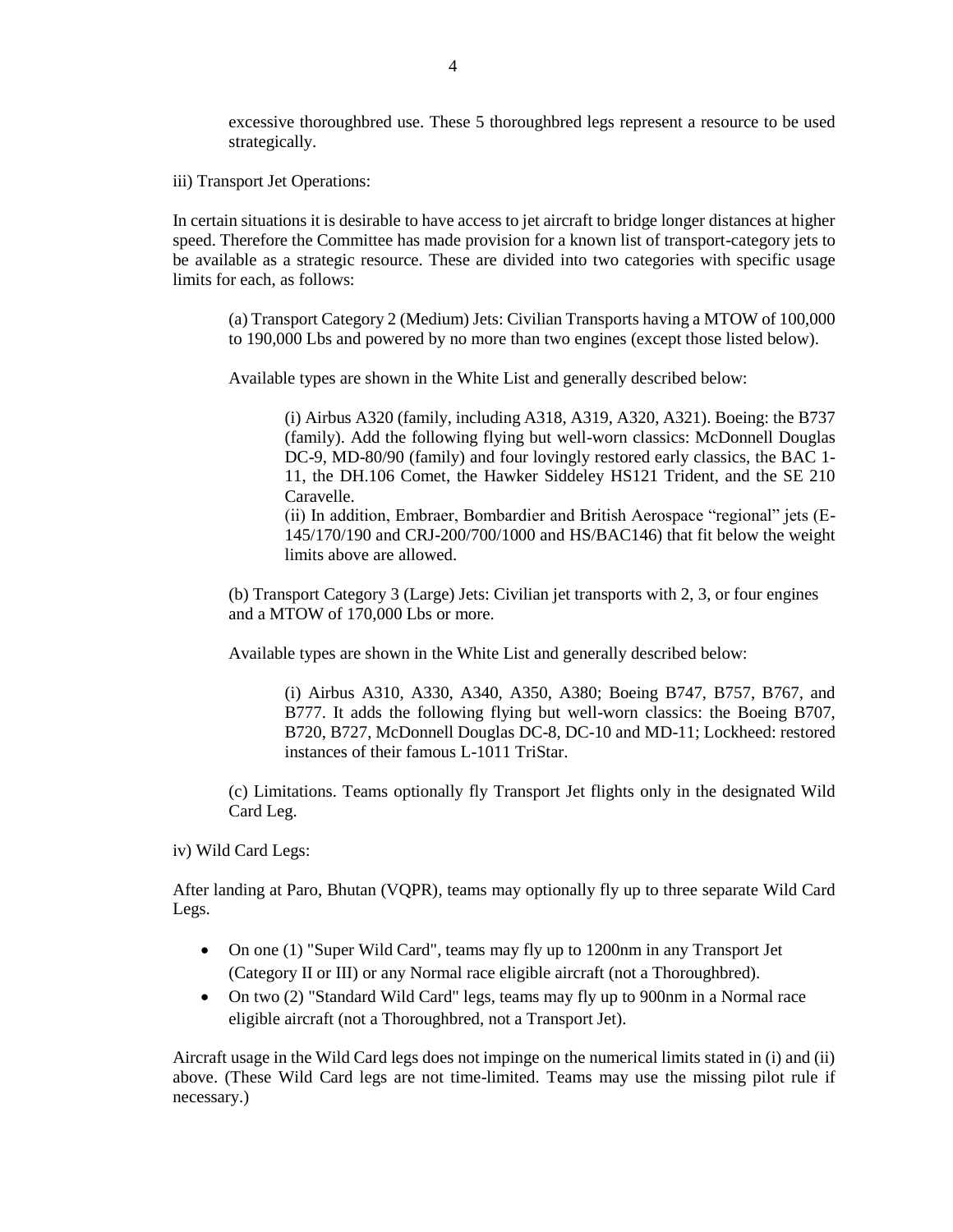excessive thoroughbred use. These 5 thoroughbred legs represent a resource to be used strategically.

iii) Transport Jet Operations:

In certain situations it is desirable to have access to jet aircraft to bridge longer distances at higher speed. Therefore the Committee has made provision for a known list of transport-category jets to be available as a strategic resource. These are divided into two categories with specific usage limits for each, as follows:

(a) Transport Category 2 (Medium) Jets: Civilian Transports having a MTOW of 100,000 to 190,000 Lbs and powered by no more than two engines (except those listed below).

Available types are shown in the White List and generally described below:

(i) Airbus A320 (family, including A318, A319, A320, A321). Boeing: the B737 (family). Add the following flying but well-worn classics: McDonnell Douglas DC-9, MD-80/90 (family) and four lovingly restored early classics, the BAC 1-11, the DH.106 Comet, the Hawker Siddeley HS121 Trident, and the SE 210 Caravelle.
(ii) In addition, Embraer, Bombardier and British Aerospace "regional" jets (E-145/170/190 and CRJ-200/700/1000 and HS/BAC146) that fit below the weight limits above are allowed.

(b) Transport Category 3 (Large) Jets: Civilian jet transports with 2, 3, or four engines and a MTOW of 170,000 Lbs or more.

Available types are shown in the White List and generally described below:

(i) Airbus A310, A330, A340, A350, A380; Boeing B747, B757, B767, and B777. It adds the following flying but well-worn classics: the Boeing B707, B720, B727, McDonnell Douglas DC-8, DC-10 and MD-11; Lockheed: restored instances of their famous L-1011 TriStar.

(c) Limitations. Teams optionally fly Transport Jet flights only in the designated Wild Card Leg.

iv) Wild Card Legs:

After landing at Paro, Bhutan (VQPR), teams may optionally fly up to three separate Wild Card Legs.

- On one (1) "Super Wild Card", teams may fly up to 1200nm in any Transport Jet (Category II or III) or any Normal race eligible aircraft (not a Thoroughbred).
- On two (2) "Standard Wild Card" legs, teams may fly up to 900nm in a Normal race eligible aircraft (not a Thoroughbred, not a Transport Jet).

Aircraft usage in the Wild Card legs does not impinge on the numerical limits stated in (i) and (ii) above. (These Wild Card legs are not time-limited. Teams may use the missing pilot rule if necessary.)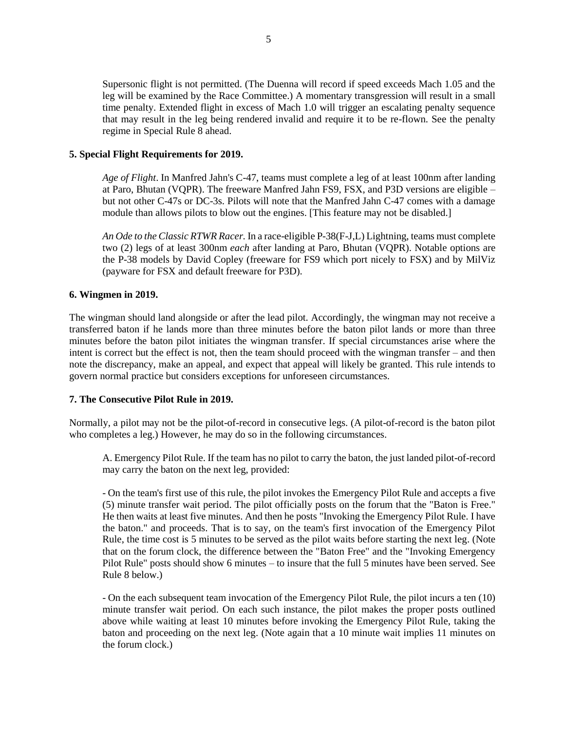Supersonic flight is not permitted. (The Duenna will record if speed exceeds Mach 1.05 and the leg will be examined by the Race Committee.) A momentary transgression will result in a small time penalty. Extended flight in excess of Mach 1.0 will trigger an escalating penalty sequence that may result in the leg being rendered invalid and require it to be re-flown. See the penalty regime in Special Rule 8 ahead.

**5. Special Flight Requirements for 2019.**

*Age of Flight*. In Manfred Jahn's C-47, teams must complete a leg of at least 100nm after landing at Paro, Bhutan (VQPR). The freeware Manfred Jahn FS9, FSX, and P3D versions are eligible – but not other C-47s or DC-3s. Pilots will note that the Manfred Jahn C-47 comes with a damage module than allows pilots to blow out the engines. [This feature may not be disabled.]

*An Ode to the Classic RTWR Racer.* In a race-eligible P-38(F-J,L) Lightning, teams must complete two (2) legs of at least 300nm *each* after landing at Paro, Bhutan (VQPR). Notable options are the P-38 models by David Copley (freeware for FS9 which port nicely to FSX) and by MilViz (payware for FSX and default freeware for P3D).

**6. Wingmen in 2019.**

The wingman should land alongside or after the lead pilot. Accordingly, the wingman may not receive a transferred baton if he lands more than three minutes before the baton pilot lands or more than three minutes before the baton pilot initiates the wingman transfer. If special circumstances arise where the intent is correct but the effect is not, then the team should proceed with the wingman transfer – and then note the discrepancy, make an appeal, and expect that appeal will likely be granted. This rule intends to govern normal practice but considers exceptions for unforeseen circumstances.

**7. The Consecutive Pilot Rule in 2019.**

Normally, a pilot may not be the pilot-of-record in consecutive legs. (A pilot-of-record is the baton pilot who completes a leg.) However, he may do so in the following circumstances.

A. Emergency Pilot Rule. If the team has no pilot to carry the baton, the just landed pilot-of-record may carry the baton on the next leg, provided:

- On the team's first use of this rule, the pilot invokes the Emergency Pilot Rule and accepts a five (5) minute transfer wait period. The pilot officially posts on the forum that the "Baton is Free." He then waits at least five minutes. And then he posts "Invoking the Emergency Pilot Rule. I have the baton." and proceeds. That is to say, on the team's first invocation of the Emergency Pilot Rule, the time cost is 5 minutes to be served as the pilot waits before starting the next leg. (Note that on the forum clock, the difference between the "Baton Free" and the "Invoking Emergency Pilot Rule" posts should show 6 minutes – to insure that the full 5 minutes have been served. See Rule 8 below.)

- On the each subsequent team invocation of the Emergency Pilot Rule, the pilot incurs a ten (10) minute transfer wait period. On each such instance, the pilot makes the proper posts outlined above while waiting at least 10 minutes before invoking the Emergency Pilot Rule, taking the baton and proceeding on the next leg. (Note again that a 10 minute wait implies 11 minutes on the forum clock.)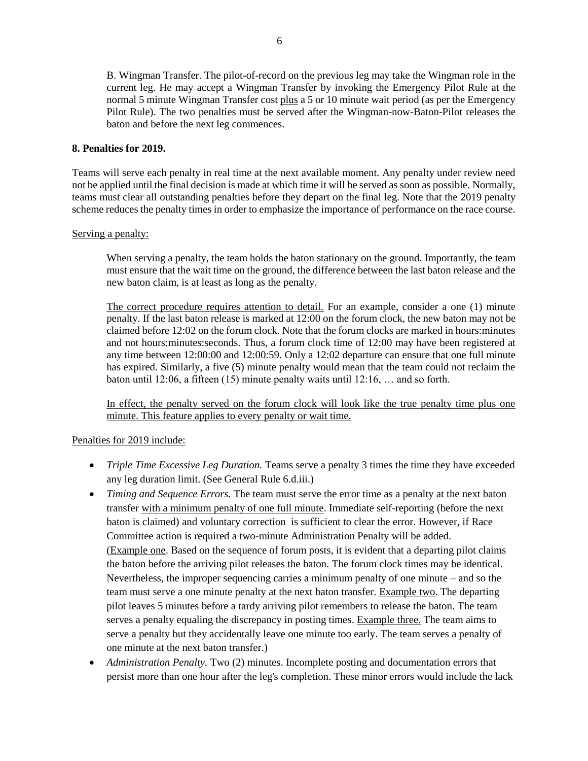B. Wingman Transfer. The pilot-of-record on the previous leg may take the Wingman role in the current leg. He may accept a Wingman Transfer by invoking the Emergency Pilot Rule at the normal 5 minute Wingman Transfer cost <u>plus</u> a 5 or 10 minute wait period (as per the Emergency Pilot Rule). The two penalties must be served after the Wingman-now-Baton-Pilot releases the baton and before the next leg commences.

**8. Penalties for 2019.**

Teams will serve each penalty in real time at the next available moment. Any penalty under review need not be applied until the final decision is made at which time it will be served as soon as possible. Normally, teams must clear all outstanding penalties before they depart on the final leg. Note that the 2019 penalty scheme reduces the penalty times in order to emphasize the importance of performance on the race course.

<u>Serving a penalty:</u>

When serving a penalty, the team holds the baton stationary on the ground. Importantly, the team must ensure that the wait time on the ground, the difference between the last baton release and the new baton claim, is at least as long as the penalty.

<u>The correct procedure requires attention to detail.</u> For an example, consider a one (1) minute penalty. If the last baton release is marked at 12:00 on the forum clock, the new baton may not be claimed before 12:02 on the forum clock. Note that the forum clocks are marked in hours:minutes and not hours:minutes:seconds. Thus, a forum clock time of 12:00 may have been registered at any time between 12:00:00 and 12:00:59. Only a 12:02 departure can ensure that one full minute has expired. Similarly, a five (5) minute penalty would mean that the team could not reclaim the baton until 12:06, a fifteen (15) minute penalty waits until 12:16, … and so forth.

<u>In effect, the penalty served on the forum clock will look like the true penalty time plus one minute. This feature applies to every penalty or wait time.</u>

<u>Penalties for 2019 include:</u>

- *Triple Time Excessive Leg Duration.* Teams serve a penalty 3 times the time they have exceeded any leg duration limit. (See General Rule 6.d.iii.)
- *Timing and Sequence Errors.* The team must serve the error time as a penalty at the next baton transfer <u>with a minimum penalty of one full minute</u>. Immediate self-reporting (before the next baton is claimed) and voluntary correction is sufficient to clear the error. However, if Race Committee action is required a two-minute Administration Penalty will be added. (<u>Example one</u>. Based on the sequence of forum posts, it is evident that a departing pilot claims the baton before the arriving pilot releases the baton. The forum clock times may be identical. Nevertheless, the improper sequencing carries a minimum penalty of one minute – and so the team must serve a one minute penalty at the next baton transfer. <u>Example two</u>. The departing pilot leaves 5 minutes before a tardy arriving pilot remembers to release the baton. The team serves a penalty equaling the discrepancy in posting times. <u>Example three.</u> The team aims to serve a penalty but they accidentally leave one minute too early. The team serves a penalty of one minute at the next baton transfer.)
- *Administration Penalty.* Two (2) minutes. Incomplete posting and documentation errors that persist more than one hour after the leg's completion. These minor errors would include the lack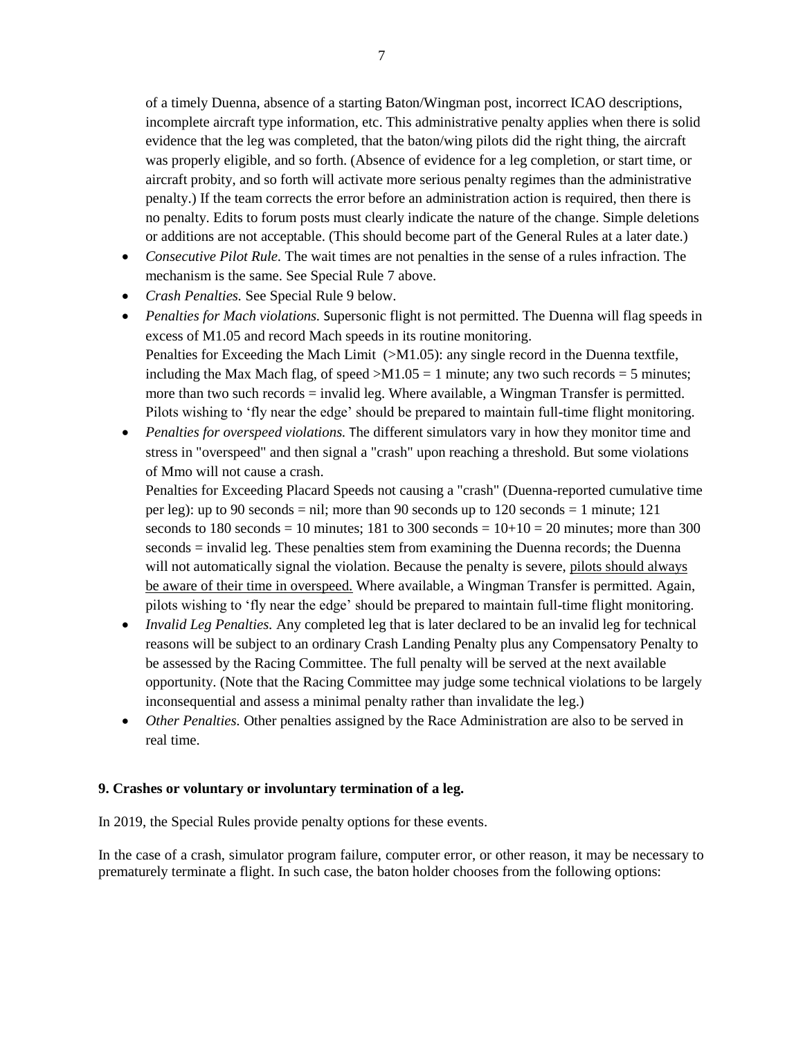of a timely Duenna, absence of a starting Baton/Wingman post, incorrect ICAO descriptions, incomplete aircraft type information, etc. This administrative penalty applies when there is solid evidence that the leg was completed, that the baton/wing pilots did the right thing, the aircraft was properly eligible, and so forth. (Absence of evidence for a leg completion, or start time, or aircraft probity, and so forth will activate more serious penalty regimes than the administrative penalty.) If the team corrects the error before an administration action is required, then there is no penalty. Edits to forum posts must clearly indicate the nature of the change. Simple deletions or additions are not acceptable. (This should become part of the General Rules at a later date.)

- *Consecutive Pilot Rule.* The wait times are not penalties in the sense of a rules infraction. The mechanism is the same. See Special Rule 7 above.
- *Crash Penalties.* See Special Rule 9 below.
- *Penalties for Mach violations.* Supersonic flight is not permitted. The Duenna will flag speeds in excess of M1.05 and record Mach speeds in its routine monitoring.
  Penalties for Exceeding the Mach Limit (>M1.05): any single record in the Duenna textfile, including the Max Mach flag, of speed >M1.05 = 1 minute; any two such records = 5 minutes; more than two such records = invalid leg. Where available, a Wingman Transfer is permitted. Pilots wishing to 'fly near the edge' should be prepared to maintain full-time flight monitoring.
- *Penalties for overspeed violations.* The different simulators vary in how they monitor time and stress in "overspeed" and then signal a "crash" upon reaching a threshold. But some violations of Mmo will not cause a crash.
  Penalties for Exceeding Placard Speeds not causing a "crash" (Duenna-reported cumulative time per leg): up to 90 seconds = nil; more than 90 seconds up to 120 seconds = 1 minute; 121 seconds to 180 seconds = 10 minutes; 181 to 300 seconds = 10+10 = 20 minutes; more than 300 seconds = invalid leg. These penalties stem from examining the Duenna records; the Duenna will not automatically signal the violation. Because the penalty is severe, pilots should always be aware of their time in overspeed. Where available, a Wingman Transfer is permitted. Again, pilots wishing to 'fly near the edge' should be prepared to maintain full-time flight monitoring.
- *Invalid Leg Penalties.* Any completed leg that is later declared to be an invalid leg for technical reasons will be subject to an ordinary Crash Landing Penalty plus any Compensatory Penalty to be assessed by the Racing Committee. The full penalty will be served at the next available opportunity. (Note that the Racing Committee may judge some technical violations to be largely inconsequential and assess a minimal penalty rather than invalidate the leg.)
- *Other Penalties.* Other penalties assigned by the Race Administration are also to be served in real time.

**9. Crashes or voluntary or involuntary termination of a leg.**

In 2019, the Special Rules provide penalty options for these events.

In the case of a crash, simulator program failure, computer error, or other reason, it may be necessary to prematurely terminate a flight. In such case, the baton holder chooses from the following options: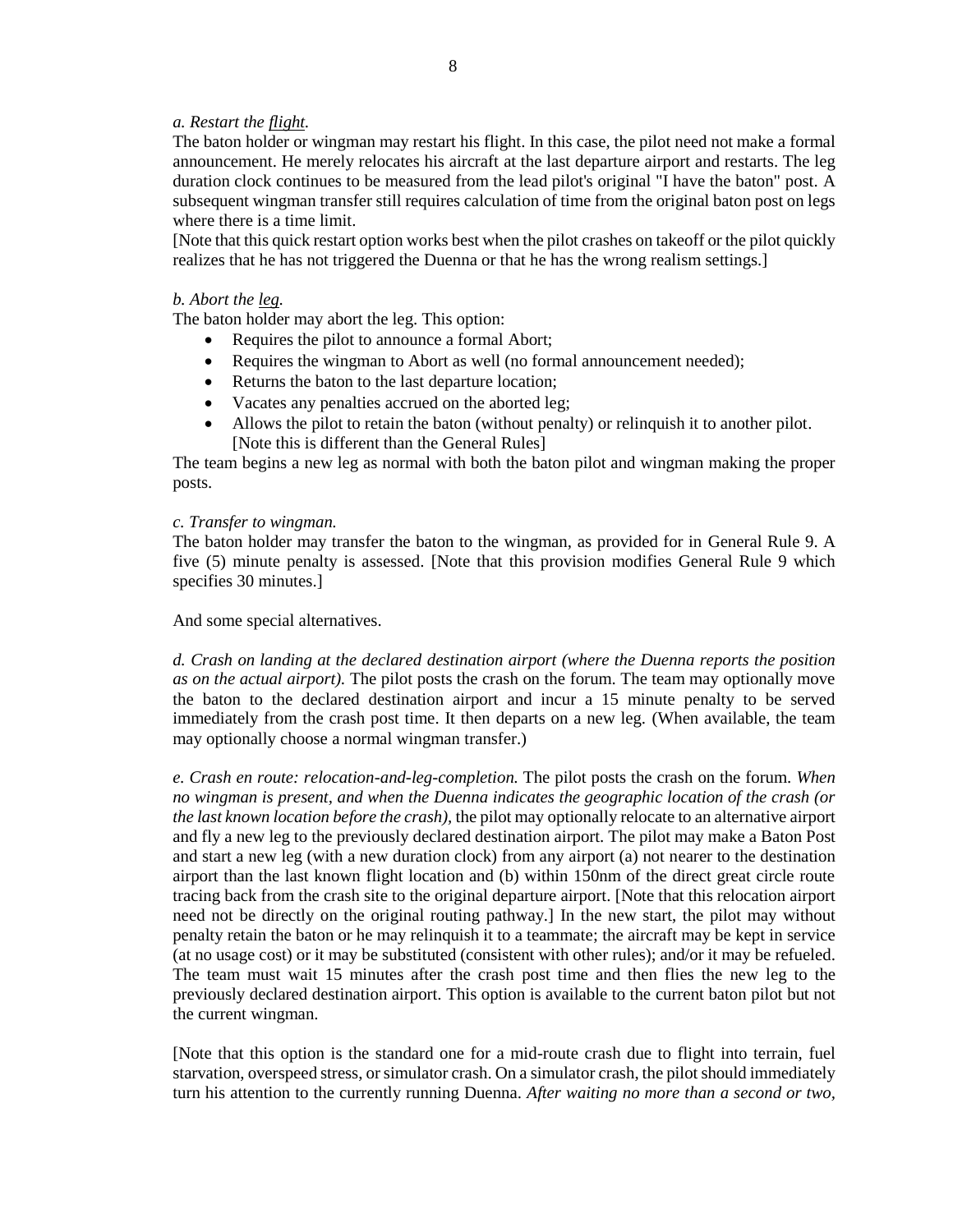*a. Restart the flight.*

The baton holder or wingman may restart his flight. In this case, the pilot need not make a formal announcement. He merely relocates his aircraft at the last departure airport and restarts. The leg duration clock continues to be measured from the lead pilot's original "I have the baton" post. A subsequent wingman transfer still requires calculation of time from the original baton post on legs where there is a time limit.

[Note that this quick restart option works best when the pilot crashes on takeoff or the pilot quickly realizes that he has not triggered the Duenna or that he has the wrong realism settings.]

*b. Abort the leg.*

The baton holder may abort the leg. This option:

- Requires the pilot to announce a formal Abort;
- Requires the wingman to Abort as well (no formal announcement needed);
- Returns the baton to the last departure location;
- Vacates any penalties accrued on the aborted leg;
- Allows the pilot to retain the baton (without penalty) or relinquish it to another pilot. [Note this is different than the General Rules]

The team begins a new leg as normal with both the baton pilot and wingman making the proper posts.

*c. Transfer to wingman.*

The baton holder may transfer the baton to the wingman, as provided for in General Rule 9. A five (5) minute penalty is assessed. [Note that this provision modifies General Rule 9 which specifies 30 minutes.]

And some special alternatives.

*d. Crash on landing at the declared destination airport (where the Duenna reports the position as on the actual airport).* The pilot posts the crash on the forum. The team may optionally move the baton to the declared destination airport and incur a 15 minute penalty to be served immediately from the crash post time. It then departs on a new leg. (When available, the team may optionally choose a normal wingman transfer.)

*e. Crash en route: relocation-and-leg-completion.* The pilot posts the crash on the forum. *When no wingman is present, and when the Duenna indicates the geographic location of the crash (or the last known location before the crash),* the pilot may optionally relocate to an alternative airport and fly a new leg to the previously declared destination airport. The pilot may make a Baton Post and start a new leg (with a new duration clock) from any airport (a) not nearer to the destination airport than the last known flight location and (b) within 150nm of the direct great circle route tracing back from the crash site to the original departure airport. [Note that this relocation airport need not be directly on the original routing pathway.] In the new start, the pilot may without penalty retain the baton or he may relinquish it to a teammate; the aircraft may be kept in service (at no usage cost) or it may be substituted (consistent with other rules); and/or it may be refueled. The team must wait 15 minutes after the crash post time and then flies the new leg to the previously declared destination airport. This option is available to the current baton pilot but not the current wingman.

[Note that this option is the standard one for a mid-route crash due to flight into terrain, fuel starvation, overspeed stress, or simulator crash. On a simulator crash, the pilot should immediately turn his attention to the currently running Duenna. *After waiting no more than a second or two,*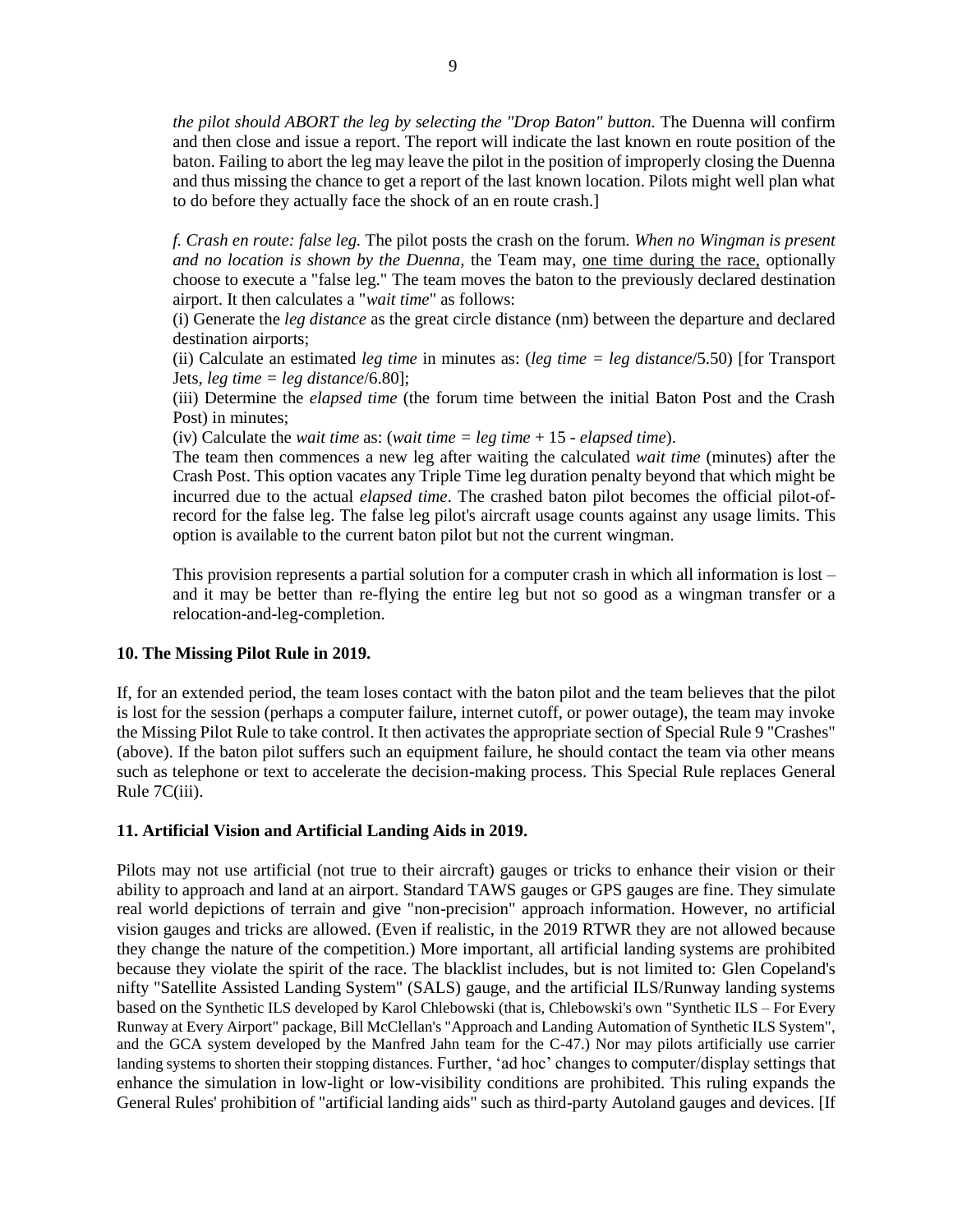*the pilot should ABORT the leg by selecting the "Drop Baton" button.* The Duenna will confirm and then close and issue a report. The report will indicate the last known en route position of the baton. Failing to abort the leg may leave the pilot in the position of improperly closing the Duenna and thus missing the chance to get a report of the last known location. Pilots might well plan what to do before they actually face the shock of an en route crash.]

*f. Crash en route: false leg.* The pilot posts the crash on the forum. *When no Wingman is present and no location is shown by the Duenna,* the Team may, <u>one time during the race,</u> optionally choose to execute a "false leg." The team moves the baton to the previously declared destination airport. It then calculates a "*wait time*" as follows:

(i) Generate the *leg distance* as the great circle distance (nm) between the departure and declared destination airports;

(ii) Calculate an estimated *leg time* in minutes as: (*leg time = leg distance*/5.50) [for Transport Jets, *leg time = leg distance*/6.80];

(iii) Determine the *elapsed time* (the forum time between the initial Baton Post and the Crash Post) in minutes;

(iv) Calculate the *wait time* as: (*wait time = leg time* + 15 - *elapsed time*).

The team then commences a new leg after waiting the calculated *wait time* (minutes) after the Crash Post. This option vacates any Triple Time leg duration penalty beyond that which might be incurred due to the actual *elapsed time*. The crashed baton pilot becomes the official pilot-of-record for the false leg. The false leg pilot's aircraft usage counts against any usage limits. This option is available to the current baton pilot but not the current wingman.

This provision represents a partial solution for a computer crash in which all information is lost – and it may be better than re-flying the entire leg but not so good as a wingman transfer or a relocation-and-leg-completion.

**10. The Missing Pilot Rule in 2019.**

If, for an extended period, the team loses contact with the baton pilot and the team believes that the pilot is lost for the session (perhaps a computer failure, internet cutoff, or power outage), the team may invoke the Missing Pilot Rule to take control. It then activates the appropriate section of Special Rule 9 "Crashes" (above). If the baton pilot suffers such an equipment failure, he should contact the team via other means such as telephone or text to accelerate the decision-making process. This Special Rule replaces General Rule 7C(iii).

**11. Artificial Vision and Artificial Landing Aids in 2019.**

Pilots may not use artificial (not true to their aircraft) gauges or tricks to enhance their vision or their ability to approach and land at an airport. Standard TAWS gauges or GPS gauges are fine. They simulate real world depictions of terrain and give "non-precision" approach information. However, no artificial vision gauges and tricks are allowed. (Even if realistic, in the 2019 RTWR they are not allowed because they change the nature of the competition.) More important, all artificial landing systems are prohibited because they violate the spirit of the race. The blacklist includes, but is not limited to: Glen Copeland's nifty "Satellite Assisted Landing System" (SALS) gauge, and the artificial ILS/Runway landing systems based on the Synthetic ILS developed by Karol Chlebowski (that is, Chlebowski's own "Synthetic ILS – For Every Runway at Every Airport" package, Bill McClellan's "Approach and Landing Automation of Synthetic ILS System", and the GCA system developed by the Manfred Jahn team for the C-47.) Nor may pilots artificially use carrier landing systems to shorten their stopping distances. Further, 'ad hoc' changes to computer/display settings that enhance the simulation in low-light or low-visibility conditions are prohibited. This ruling expands the General Rules' prohibition of "artificial landing aids" such as third-party Autoland gauges and devices. [If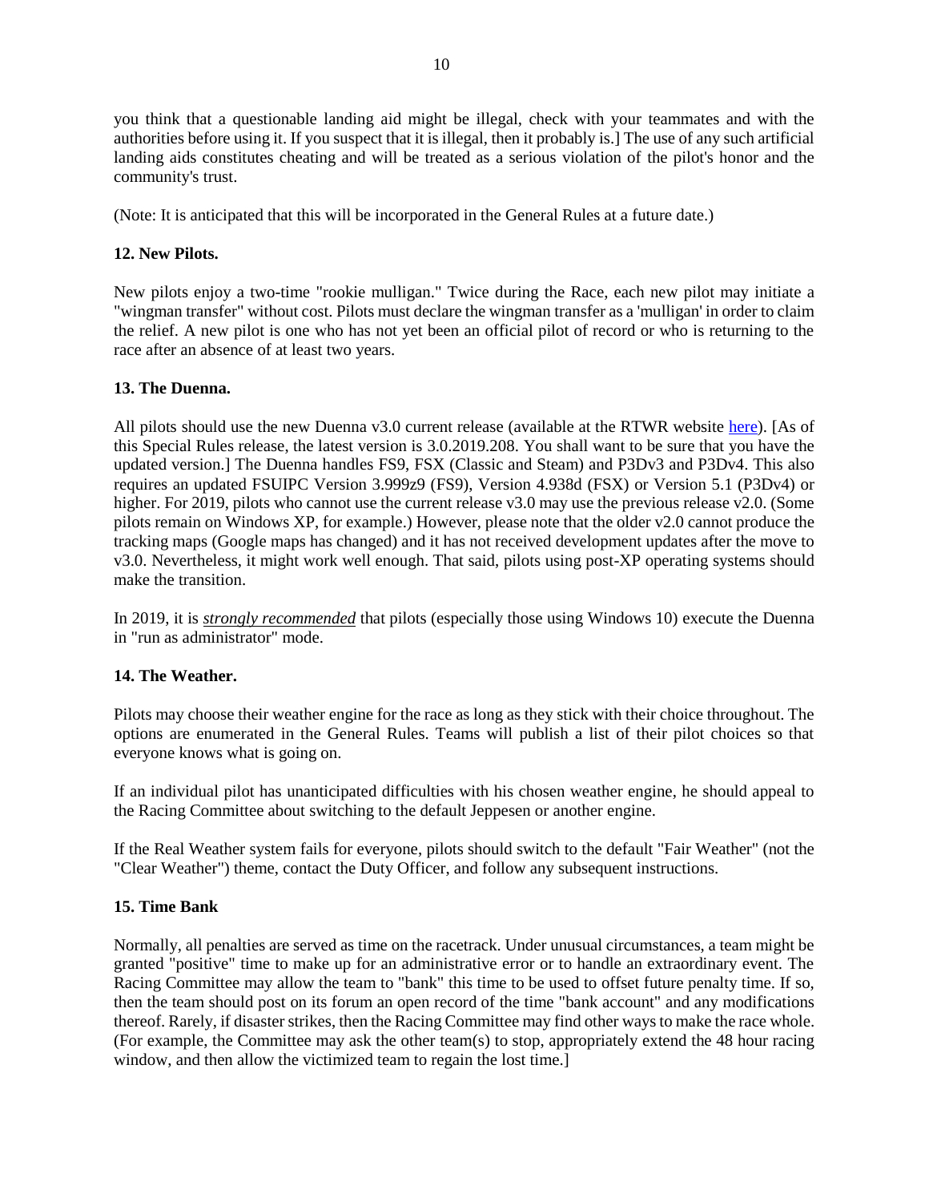you think that a questionable landing aid might be illegal, check with your teammates and with the authorities before using it. If you suspect that it is illegal, then it probably is.] The use of any such artificial landing aids constitutes cheating and will be treated as a serious violation of the pilot's honor and the community's trust.

(Note: It is anticipated that this will be incorporated in the General Rules at a future date.)

**12. New Pilots.**

New pilots enjoy a two-time "rookie mulligan." Twice during the Race, each new pilot may initiate a "wingman transfer" without cost. Pilots must declare the wingman transfer as a 'mulligan' in order to claim the relief. A new pilot is one who has not yet been an official pilot of record or who is returning to the race after an absence of at least two years.

**13. The Duenna.**

All pilots should use the new Duenna v3.0 current release (available at the RTWR website here). [As of this Special Rules release, the latest version is 3.0.2019.208. You shall want to be sure that you have the updated version.] The Duenna handles FS9, FSX (Classic and Steam) and P3Dv3 and P3Dv4. This also requires an updated FSUIPC Version 3.999z9 (FS9), Version 4.938d (FSX) or Version 5.1 (P3Dv4) or higher. For 2019, pilots who cannot use the current release v3.0 may use the previous release v2.0. (Some pilots remain on Windows XP, for example.) However, please note that the older v2.0 cannot produce the tracking maps (Google maps has changed) and it has not received development updates after the move to v3.0. Nevertheless, it might work well enough. That said, pilots using post-XP operating systems should make the transition.

In 2019, it is ***strongly recommended*** that pilots (especially those using Windows 10) execute the Duenna in "run as administrator" mode.

**14. The Weather.**

Pilots may choose their weather engine for the race as long as they stick with their choice throughout. The options are enumerated in the General Rules. Teams will publish a list of their pilot choices so that everyone knows what is going on.

If an individual pilot has unanticipated difficulties with his chosen weather engine, he should appeal to the Racing Committee about switching to the default Jeppesen or another engine.

If the Real Weather system fails for everyone, pilots should switch to the default "Fair Weather" (not the "Clear Weather") theme, contact the Duty Officer, and follow any subsequent instructions.

**15. Time Bank**

Normally, all penalties are served as time on the racetrack. Under unusual circumstances, a team might be granted "positive" time to make up for an administrative error or to handle an extraordinary event. The Racing Committee may allow the team to "bank" this time to be used to offset future penalty time. If so, then the team should post on its forum an open record of the time "bank account" and any modifications thereof. Rarely, if disaster strikes, then the Racing Committee may find other ways to make the race whole. (For example, the Committee may ask the other team(s) to stop, appropriately extend the 48 hour racing window, and then allow the victimized team to regain the lost time.]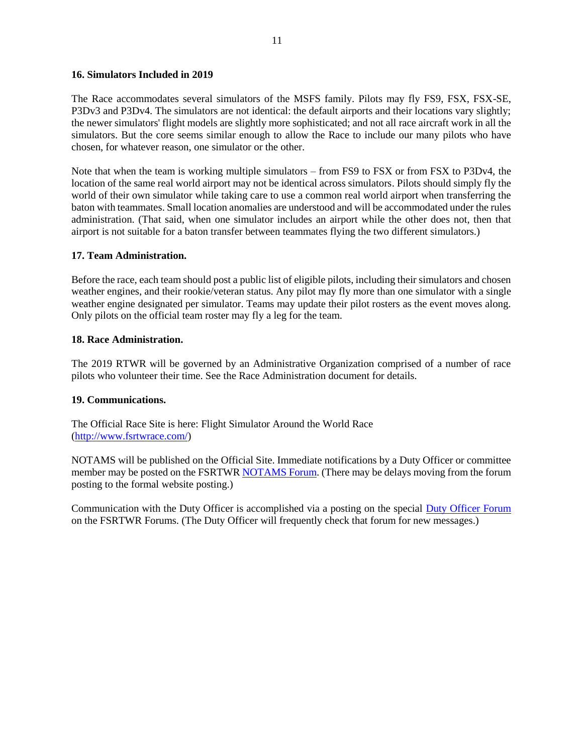### 16. Simulators Included in 2019

The Race accommodates several simulators of the MSFS family. Pilots may fly FS9, FSX, FSX-SE, P3Dv3 and P3Dv4. The simulators are not identical: the default airports and their locations vary slightly; the newer simulators' flight models are slightly more sophisticated; and not all race aircraft work in all the simulators. But the core seems similar enough to allow the Race to include our many pilots who have chosen, for whatever reason, one simulator or the other.

Note that when the team is working multiple simulators – from FS9 to FSX or from FSX to P3Dv4, the location of the same real world airport may not be identical across simulators. Pilots should simply fly the world of their own simulator while taking care to use a common real world airport when transferring the baton with teammates. Small location anomalies are understood and will be accommodated under the rules administration. (That said, when one simulator includes an airport while the other does not, then that airport is not suitable for a baton transfer between teammates flying the two different simulators.)

### 17. Team Administration.

Before the race, each team should post a public list of eligible pilots, including their simulators and chosen weather engines, and their rookie/veteran status. Any pilot may fly more than one simulator with a single weather engine designated per simulator. Teams may update their pilot rosters as the event moves along. Only pilots on the official team roster may fly a leg for the team.

### 18. Race Administration.

The 2019 RTWR will be governed by an Administrative Organization comprised of a number of race pilots who volunteer their time. See the Race Administration document for details.

### 19. Communications.

The Official Race Site is here: Flight Simulator Around the World Race ([http://www.fsrtwrace.com/](http://www.fsrtwrace.com/))

NOTAMS will be published on the Official Site. Immediate notifications by a Duty Officer or committee member may be posted on the FSRTWR NOTAMS Forum. (There may be delays moving from the forum posting to the formal website posting.)

Communication with the Duty Officer is accomplished via a posting on the special Duty Officer Forum on the FSRTWR Forums. (The Duty Officer will frequently check that forum for new messages.)